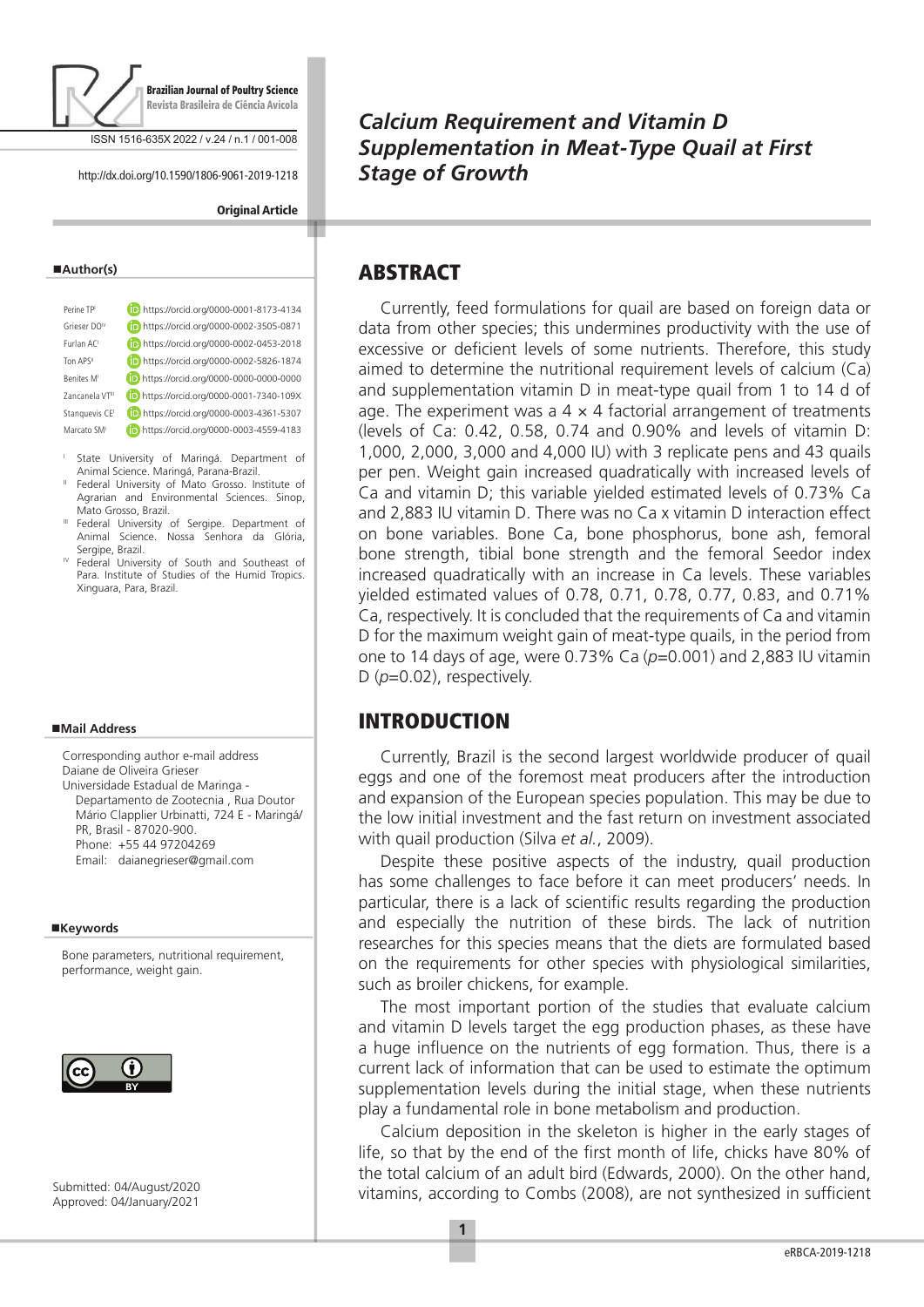Brazilian Journal of Poultry Science
Revista Brasileira de Ciência Avícola

ISSN 1516-635X 2022 / v.24 / n.1 / 001-008

http://dx.doi.org/10.1590/1806-9061-2019-1218

**Original Article**

# Calcium Requirement and Vitamin D Supplementation in Meat-Type Quail at First Stage of Growth

**Author(s)**

Perine TP[I] https://orcid.org/0000-0001-8173-4134
Grieser DO[IV] https://orcid.org/0000-0002-3505-0871
Furlan AC[I] https://orcid.org/0000-0002-0453-2018
Ton APS[II] https://orcid.org/0000-0002-5826-1874
Benites M[I] https://orcid.org/0000-0000-0000-0000
Zancanela VT[III] https://orcid.org/0000-0001-7340-109X
Stanquevis CE[I] https://orcid.org/0000-0003-4361-5307
Marcato SM[I] https://orcid.org/0000-0003-4559-4183

[I] State University of Maringá. Department of Animal Science. Maringá, Parana-Brazil.
[II] Federal University of Mato Grosso. Institute of Agrarian and Environmental Sciences. Sinop, Mato Grosso, Brazil.
[III] Federal University of Sergipe. Department of Animal Science. Nossa Senhora da Glória, Sergipe, Brazil.
[IV] Federal University of South and Southeast of Para. Institute of Studies of the Humid Tropics. Xinguara, Para, Brazil.

**Mail Address**

Corresponding author e-mail address
Daiane de Oliveira Grieser
Universidade Estadual de Maringa - Departamento de Zootecnia , Rua Doutor Mário Clapplier Urbinatti, 724 E - Maringá/PR, Brasil - 87020-900.
Phone: +55 44 97204269
Email: daianegrieser@gmail.com

**Keywords**

Bone parameters, nutritional requirement, performance, weight gain.

Submitted: 04/August/2020
Approved: 04/January/2021

## ABSTRACT

Currently, feed formulations for quail are based on foreign data or data from other species; this undermines productivity with the use of excessive or deficient levels of some nutrients. Therefore, this study aimed to determine the nutritional requirement levels of calcium (Ca) and supplementation vitamin D in meat-type quail from 1 to 14 d of age. The experiment was a 4 × 4 factorial arrangement of treatments (levels of Ca: 0.42, 0.58, 0.74 and 0.90% and levels of vitamin D: 1,000, 2,000, 3,000 and 4,000 IU) with 3 replicate pens and 43 quails per pen. Weight gain increased quadratically with increased levels of Ca and vitamin D; this variable yielded estimated levels of 0.73% Ca and 2,883 IU vitamin D. There was no Ca x vitamin D interaction effect on bone variables. Bone Ca, bone phosphorus, bone ash, femoral bone strength, tibial bone strength and the femoral Seedor index increased quadratically with an increase in Ca levels. These variables yielded estimated values of 0.78, 0.71, 0.78, 0.77, 0.83, and 0.71% Ca, respectively. It is concluded that the requirements of Ca and vitamin D for the maximum weight gain of meat-type quails, in the period from one to 14 days of age, were 0.73% Ca ($p$=0.001) and 2,883 IU vitamin D ($p$=0.02), respectively.

## INTRODUCTION

Currently, Brazil is the second largest worldwide producer of quail eggs and one of the foremost meat producers after the introduction and expansion of the European species population. This may be due to the low initial investment and the fast return on investment associated with quail production (Silva *et al.*, 2009).

Despite these positive aspects of the industry, quail production has some challenges to face before it can meet producers' needs. In particular, there is a lack of scientific results regarding the production and especially the nutrition of these birds. The lack of nutrition researches for this species means that the diets are formulated based on the requirements for other species with physiological similarities, such as broiler chickens, for example.

The most important portion of the studies that evaluate calcium and vitamin D levels target the egg production phases, as these have a huge influence on the nutrients of egg formation. Thus, there is a current lack of information that can be used to estimate the optimum supplementation levels during the initial stage, when these nutrients play a fundamental role in bone metabolism and production.

Calcium deposition in the skeleton is higher in the early stages of life, so that by the end of the first month of life, chicks have 80% of the total calcium of an adult bird (Edwards, 2000). On the other hand, vitamins, according to Combs (2008), are not synthesized in sufficient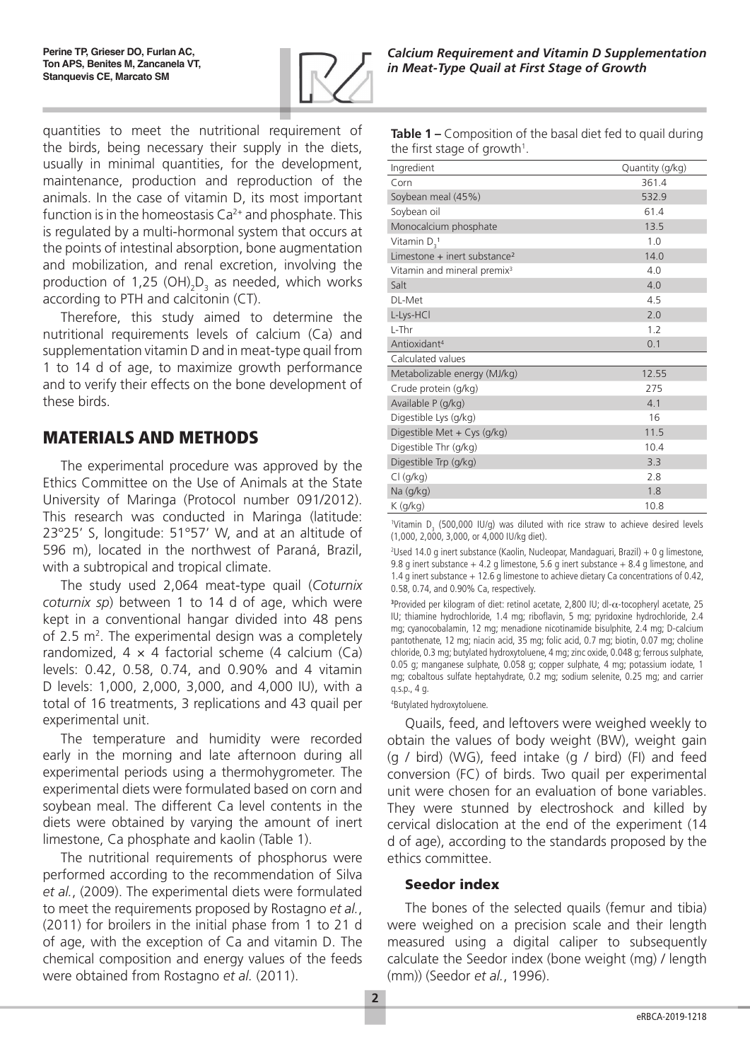quantities to meet the nutritional requirement of the birds, being necessary their supply in the diets, usually in minimal quantities, for the development, maintenance, production and reproduction of the animals. In the case of vitamin D, its most important function is in the homeostasis $Ca^{2+}$ and phosphate. This is regulated by a multi-hormonal system that occurs at the points of intestinal absorption, bone augmentation and mobilization, and renal excretion, involving the production of 1,25 $(OH)_2D_3$ as needed, which works according to PTH and calcitonin (CT).

Therefore, this study aimed to determine the nutritional requirements levels of calcium (Ca) and supplementation vitamin D and in meat-type quail from 1 to 14 d of age, to maximize growth performance and to verify their effects on the bone development of these birds.

## MATERIALS AND METHODS

The experimental procedure was approved by the Ethics Committee on the Use of Animals at the State University of Maringa (Protocol number 091/2012). This research was conducted in Maringa (latitude: 23°25' S, longitude: 51°57' W, and at an altitude of 596 m), located in the northwest of Paraná, Brazil, with a subtropical and tropical climate.

The study used 2,064 meat-type quail (*Coturnix coturnix sp*) between 1 to 14 d of age, which were kept in a conventional hangar divided into 48 pens of 2.5 $m^2$. The experimental design was a completely randomized, 4 × 4 factorial scheme (4 calcium (Ca) levels: 0.42, 0.58, 0.74, and 0.90% and 4 vitamin D levels: 1,000, 2,000, 3,000, and 4,000 IU), with a total of 16 treatments, 3 replications and 43 quail per experimental unit.

The temperature and humidity were recorded early in the morning and late afternoon during all experimental periods using a thermohygrometer. The experimental diets were formulated based on corn and soybean meal. The different Ca level contents in the diets were obtained by varying the amount of inert limestone, Ca phosphate and kaolin (Table 1).

The nutritional requirements of phosphorus were performed according to the recommendation of Silva *et al.*, (2009). The experimental diets were formulated to meet the requirements proposed by Rostagno *et al.*, (2011) for broilers in the initial phase from 1 to 21 d of age, with the exception of Ca and vitamin D. The chemical composition and energy values of the feeds were obtained from Rostagno *et al.* (2011).

**Table 1 –** Composition of the basal diet fed to quail during the first stage of growth[1].

| Ingredient | Quantity (g/kg) |
|---|---|
| Corn | 361.4 |
| Soybean meal (45%) | 532.9 |
| Soybean oil | 61.4 |
| Monocalcium phosphate | 13.5 |
| Vitamin $D_3$[1] | 1.0 |
| Limestone + inert substance[2] | 14.0 |
| Vitamin and mineral premix[3] | 4.0 |
| Salt | 4.0 |
| DL-Met | 4.5 |
| L-Lys-HCl | 2.0 |
| L-Thr | 1.2 |
| Antioxidant[4] | 0.1 |
| Calculated values | |
| Metabolizable energy (MJ/kg) | 12.55 |
| Crude protein (g/kg) | 275 |
| Available P (g/kg) | 4.1 |
| Digestible Lys (g/kg) | 16 |
| Digestible Met + Cys (g/kg) | 11.5 |
| Digestible Thr (g/kg) | 10.4 |
| Digestible Trp (g/kg) | 3.3 |
| Cl (g/kg) | 2.8 |
| Na (g/kg) | 1.8 |
| K (g/kg) | 10.8 |

[1]Vitamin $D_3$ (500,000 IU/g) was diluted with rice straw to achieve desired levels (1,000, 2,000, 3,000, or 4,000 IU/kg diet).

[2]Used 14.0 g inert substance (Kaolin, Nucleopar, Mandaguari, Brazil) + 0 g limestone, 9.8 g inert substance + 4.2 g limestone, 5.6 g inert substance + 8.4 g limestone, and 1.4 g inert substance + 12.6 g limestone to achieve dietary Ca concentrations of 0.42, 0.58, 0.74, and 0.90% Ca, respectively.

[3]Provided per kilogram of diet: retinol acetate, 2,800 IU; dl-α-tocopheryl acetate, 25 IU; thiamine hydrochloride, 1.4 mg; riboflavin, 5 mg; pyridoxine hydrochloride, 2.4 mg; cyanocobalamin, 12 mg; menadione nicotinamide bisulphite, 2.4 mg; D-calcium pantothenate, 12 mg; niacin acid, 35 mg; folic acid, 0.7 mg; biotin, 0.07 mg; choline chloride, 0.3 mg; butylated hydroxytoluene, 4 mg; zinc oxide, 0.048 g; ferrous sulphate, 0.05 g; manganese sulphate, 0.058 g; copper sulphate, 4 mg; potassium iodate, 1 mg; cobaltous sulfate heptahydrate, 0.2 mg; sodium selenite, 0.25 mg; and carrier q.s.p., 4 g.

[4]Butylated hydroxytoluene.

Quails, feed, and leftovers were weighed weekly to obtain the values of body weight (BW), weight gain (g / bird) (WG), feed intake (g / bird) (FI) and feed conversion (FC) of birds. Two quail per experimental unit were chosen for an evaluation of bone variables. They were stunned by electroshock and killed by cervical dislocation at the end of the experiment (14 d of age), according to the standards proposed by the ethics committee.

### Seedor index

The bones of the selected quails (femur and tibia) were weighed on a precision scale and their length measured using a digital caliper to subsequently calculate the Seedor index (bone weight (mg) / length (mm)) (Seedor *et al.*, 1996).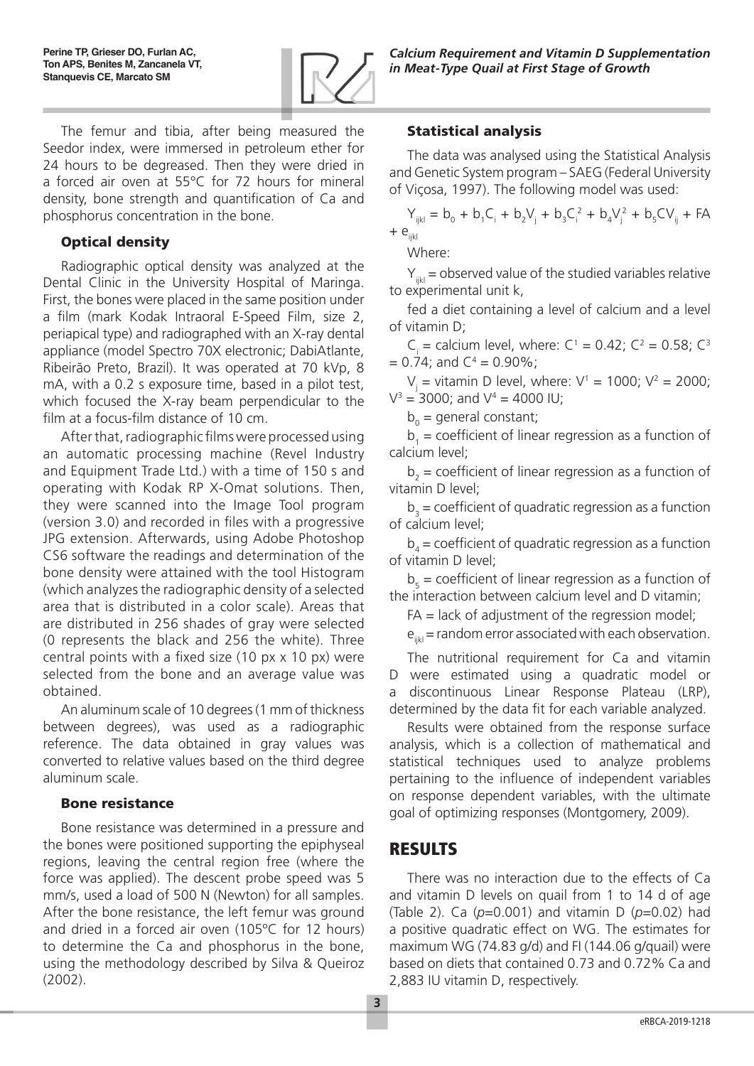The femur and tibia, after being measured the Seedor index, were immersed in petroleum ether for 24 hours to be degreased. Then they were dried in a forced air oven at 55°C for 72 hours for mineral density, bone strength and quantification of Ca and phosphorus concentration in the bone.

### Optical density

Radiographic optical density was analyzed at the Dental Clinic in the University Hospital of Maringa. First, the bones were placed in the same position under a film (mark Kodak Intraoral E-Speed Film, size 2, periapical type) and radiographed with an X-ray dental appliance (model Spectro 70X electronic; DabiAtlante, Ribeirão Preto, Brazil). It was operated at 70 kVp, 8 mA, with a 0.2 s exposure time, based in a pilot test, which focused the X-ray beam perpendicular to the film at a focus-film distance of 10 cm.

After that, radiographic films were processed using an automatic processing machine (Revel Industry and Equipment Trade Ltd.) with a time of 150 s and operating with Kodak RP X-Omat solutions. Then, they were scanned into the Image Tool program (version 3.0) and recorded in files with a progressive JPG extension. Afterwards, using Adobe Photoshop CS6 software the readings and determination of the bone density were attained with the tool Histogram (which analyzes the radiographic density of a selected area that is distributed in a color scale). Areas that are distributed in 256 shades of gray were selected (0 represents the black and 256 the white). Three central points with a fixed size (10 px x 10 px) were selected from the bone and an average value was obtained.

An aluminum scale of 10 degrees (1 mm of thickness between degrees), was used as a radiographic reference. The data obtained in gray values was converted to relative values based on the third degree aluminum scale.

### Bone resistance

Bone resistance was determined in a pressure and the bones were positioned supporting the epiphyseal regions, leaving the central region free (where the force was applied). The descent probe speed was 5 mm/s, used a load of 500 N (Newton) for all samples. After the bone resistance, the left femur was ground and dried in a forced air oven (105ºC for 12 hours) to determine the Ca and phosphorus in the bone, using the methodology described by Silva & Queiroz (2002).

### Statistical analysis

The data was analysed using the Statistical Analysis and Genetic System program – SAEG (Federal University of Viçosa, 1997). The following model was used:

$$Y_{ijkl} = b_0 + b_1C_i + b_2V_j + b_3C_i^2 + b_4V_j^2 + b_5CV_{ij} + FA + e_{ijkl}$$

Where:

$Y_{ijkl}$ = observed value of the studied variables relative to experimental unit k,

fed a diet containing a level of calcium and a level of vitamin D;

$C_i$ = calcium level, where: $C^1 = 0.42$; $C^2 = 0.58$; $C^3 = 0.74$; and $C^4 = 0.90\%$;

$V_j$ = vitamin D level, where: $V^1 = 1000$; $V^2 = 2000$; $V^3 = 3000$; and $V^4 = 4000$ IU;

$b_0$ = general constant;

$b_1$ = coefficient of linear regression as a function of calcium level;

$b_2$ = coefficient of linear regression as a function of vitamin D level;

$b_3$ = coefficient of quadratic regression as a function of calcium level;

$b_4$ = coefficient of quadratic regression as a function of vitamin D level;

$b_5$ = coefficient of linear regression as a function of the interaction between calcium level and D vitamin;

FA = lack of adjustment of the regression model;

$e_{ijkl}$ = random error associated with each observation.

The nutritional requirement for Ca and vitamin D were estimated using a quadratic model or a discontinuous Linear Response Plateau (LRP), determined by the data fit for each variable analyzed.

Results were obtained from the response surface analysis, which is a collection of mathematical and statistical techniques used to analyze problems pertaining to the influence of independent variables on response dependent variables, with the ultimate goal of optimizing responses (Montgomery, 2009).

## RESULTS

There was no interaction due to the effects of Ca and vitamin D levels on quail from 1 to 14 d of age (Table 2). Ca ($p$=0.001) and vitamin D ($p$=0.02) had a positive quadratic effect on WG. The estimates for maximum WG (74.83 g/d) and FI (144.06 g/quail) were based on diets that contained 0.73 and 0.72% Ca and 2,883 IU vitamin D, respectively.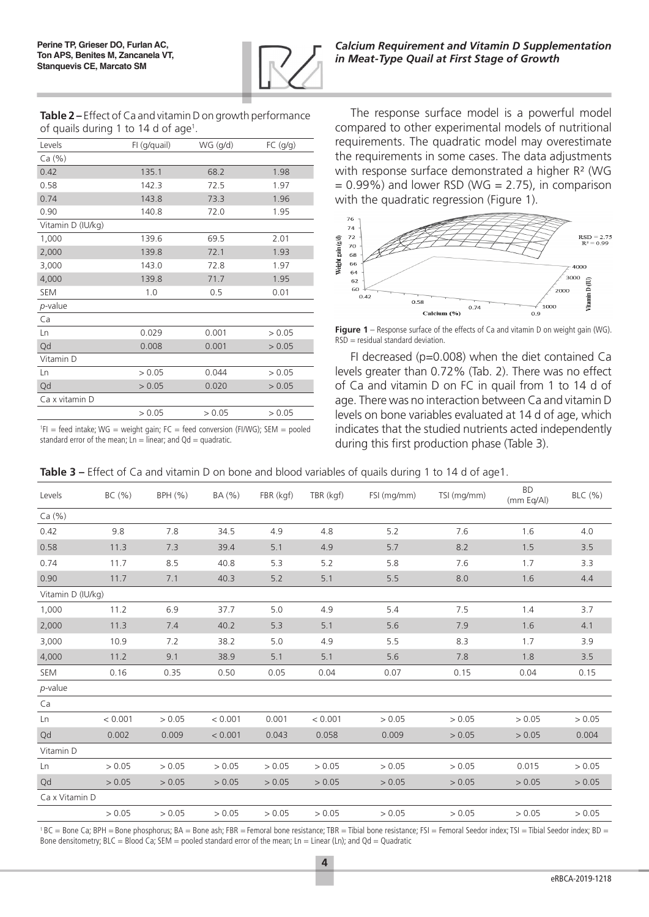**Table 2 –** Effect of Ca and vitamin D on growth performance of quails during 1 to 14 d of age[1].

| Levels | FI (g/quail) | WG (g/d) | FC (g/g) |
|---|---|---|---|
| Ca (%) | | | |
| 0.42 | 135.1 | 68.2 | 1.98 |
| 0.58 | 142.3 | 72.5 | 1.97 |
| 0.74 | 143.8 | 73.3 | 1.96 |
| 0.90 | 140.8 | 72.0 | 1.95 |
| Vitamin D (IU/kg) | | | |
| 1,000 | 139.6 | 69.5 | 2.01 |
| 2,000 | 139.8 | 72.1 | 1.93 |
| 3,000 | 143.0 | 72.8 | 1.97 |
| 4,000 | 139.8 | 71.7 | 1.95 |
| SEM | 1.0 | 0.5 | 0.01 |
| *p*-value | | | |
| Ca | | | |
| Ln | 0.029 | 0.001 | > 0.05 |
| Qd | 0.008 | 0.001 | > 0.05 |
| Vitamin D | | | |
| Ln | > 0.05 | 0.044 | > 0.05 |
| Qd | > 0.05 | 0.020 | > 0.05 |
| Ca x vitamin D | | | |
| | > 0.05 | > 0.05 | > 0.05 |

[1]FI = feed intake; WG = weight gain; FC = feed conversion (FI/WG); SEM = pooled standard error of the mean; Ln = linear; and Qd = quadratic.

The response surface model is a powerful model compared to other experimental models of nutritional requirements. The quadratic model may overestimate the requirements in some cases. The data adjustments with response surface demonstrated a higher $R^2$ (WG = 0.99%) and lower RSD (WG = 2.75), in comparison with the quadratic regression (Figure 1).

**Figure 1** – Response surface of the effects of Ca and vitamin D on weight gain (WG). RSD = residual standard deviation.

FI decreased (p=0.008) when the diet contained Ca levels greater than 0.72% (Tab. 2). There was no effect of Ca and vitamin D on FC in quail from 1 to 14 d of age. There was no interaction between Ca and vitamin D levels on bone variables evaluated at 14 d of age, which indicates that the studied nutrients acted independently during this first production phase (Table 3).

**Table 3 –** Effect of Ca and vitamin D on bone and blood variables of quails during 1 to 14 d of age1.

| Levels | BC (%) | BPH (%) | BA (%) | FBR (kgf) | TBR (kgf) | FSI (mg/mm) | TSI (mg/mm) | BD (mm Eq/Al) | BLC (%) |
|---|---|---|---|---|---|---|---|---|---|
| Ca (%) | | | | | | | | | |
| 0.42 | 9.8 | 7.8 | 34.5 | 4.9 | 4.8 | 5.2 | 7.6 | 1.6 | 4.0 |
| 0.58 | 11.3 | 7.3 | 39.4 | 5.1 | 4.9 | 5.7 | 8.2 | 1.5 | 3.5 |
| 0.74 | 11.7 | 8.5 | 40.8 | 5.3 | 5.2 | 5.8 | 7.6 | 1.7 | 3.3 |
| 0.90 | 11.7 | 7.1 | 40.3 | 5.2 | 5.1 | 5.5 | 8.0 | 1.6 | 4.4 |
| Vitamin D (IU/kg) | | | | | | | | | |
| 1,000 | 11.2 | 6.9 | 37.7 | 5.0 | 4.9 | 5.4 | 7.5 | 1.4 | 3.7 |
| 2,000 | 11.3 | 7.4 | 40.2 | 5.3 | 5.1 | 5.6 | 7.9 | 1.6 | 4.1 |
| 3,000 | 10.9 | 7.2 | 38.2 | 5.0 | 4.9 | 5.5 | 8.3 | 1.7 | 3.9 |
| 4,000 | 11.2 | 9.1 | 38.9 | 5.1 | 5.1 | 5.6 | 7.8 | 1.8 | 3.5 |
| SEM | 0.16 | 0.35 | 0.50 | 0.05 | 0.04 | 0.07 | 0.15 | 0.04 | 0.15 |
| *p*-value | | | | | | | | | |
| Ca | | | | | | | | | |
| Ln | < 0.001 | > 0.05 | < 0.001 | 0.001 | < 0.001 | > 0.05 | > 0.05 | > 0.05 | > 0.05 |
| Qd | 0.002 | 0.009 | < 0.001 | 0.043 | 0.058 | 0.009 | > 0.05 | > 0.05 | 0.004 |
| Vitamin D | | | | | | | | | |
| Ln | > 0.05 | > 0.05 | > 0.05 | > 0.05 | > 0.05 | > 0.05 | > 0.05 | 0.015 | > 0.05 |
| Qd | > 0.05 | > 0.05 | > 0.05 | > 0.05 | > 0.05 | > 0.05 | > 0.05 | > 0.05 | > 0.05 |
| Ca x Vitamin D | | | | | | | | | |
| | > 0.05 | > 0.05 | > 0.05 | > 0.05 | > 0.05 | > 0.05 | > 0.05 | > 0.05 | > 0.05 |

[1] BC = Bone Ca; BPH = Bone phosphorus; BA = Bone ash; FBR = Femoral bone resistance; TBR = Tibial bone resistance; FSI = Femoral Seedor index; TSI = Tibial Seedor index; BD = Bone densitometry; BLC = Blood Ca; SEM = pooled standard error of the mean; Ln = Linear (Ln); and Qd = Quadratic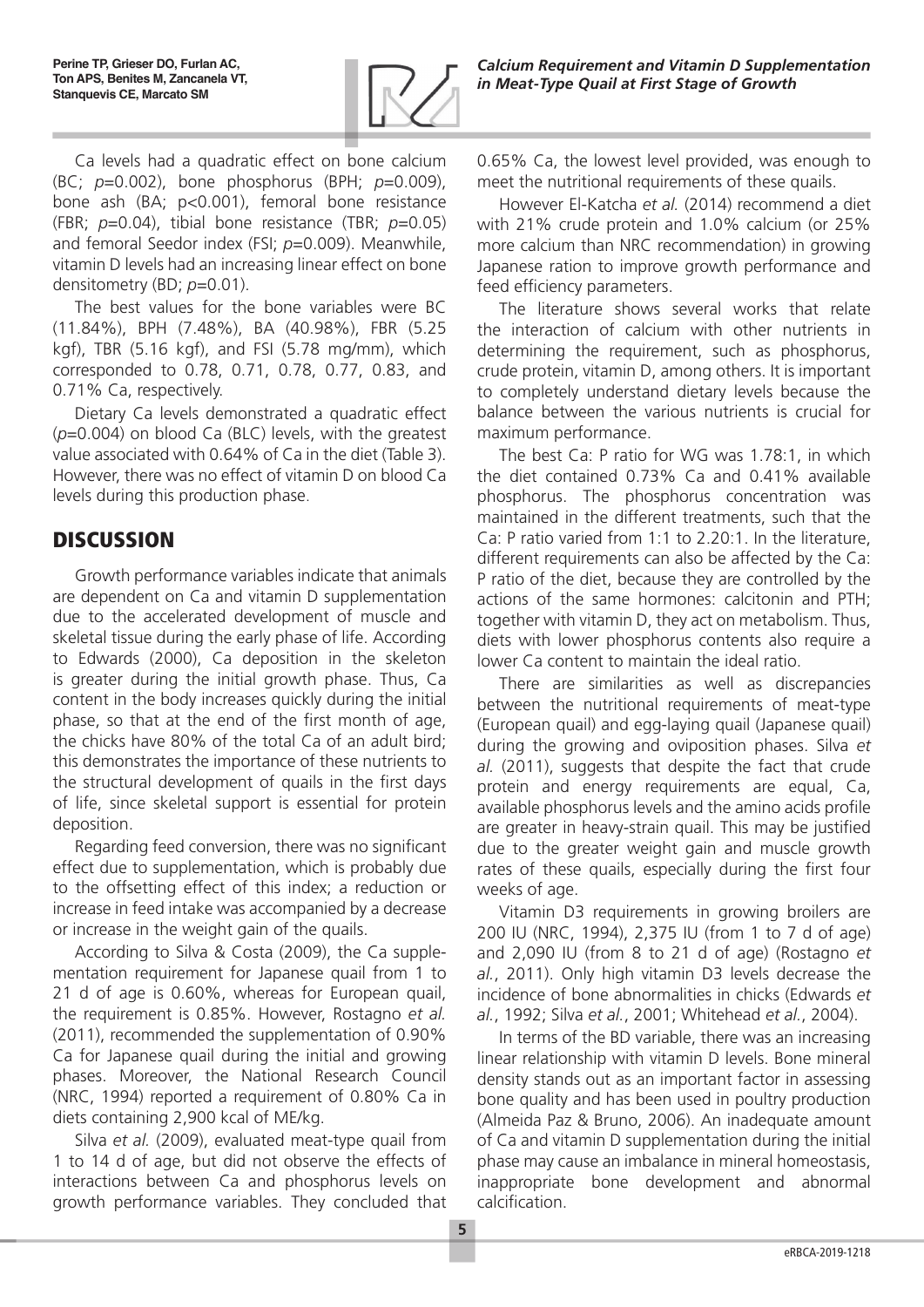Ca levels had a quadratic effect on bone calcium (BC; $p$=0.002), bone phosphorus (BPH; $p$=0.009), bone ash (BA; $p<0.001$), femoral bone resistance (FBR; $p$=0.04), tibial bone resistance (TBR; $p$=0.05) and femoral Seedor index (FSI; $p$=0.009). Meanwhile, vitamin D levels had an increasing linear effect on bone densitometry (BD; $p$=0.01).

The best values for the bone variables were BC (11.84%), BPH (7.48%), BA (40.98%), FBR (5.25 kgf), TBR (5.16 kgf), and FSI (5.78 mg/mm), which corresponded to 0.78, 0.71, 0.78, 0.77, 0.83, and 0.71% Ca, respectively.

Dietary Ca levels demonstrated a quadratic effect ($p$=0.004) on blood Ca (BLC) levels, with the greatest value associated with 0.64% of Ca in the diet (Table 3). However, there was no effect of vitamin D on blood Ca levels during this production phase.

## DISCUSSION

Growth performance variables indicate that animals are dependent on Ca and vitamin D supplementation due to the accelerated development of muscle and skeletal tissue during the early phase of life. According to Edwards (2000), Ca deposition in the skeleton is greater during the initial growth phase. Thus, Ca content in the body increases quickly during the initial phase, so that at the end of the first month of age, the chicks have 80% of the total Ca of an adult bird; this demonstrates the importance of these nutrients to the structural development of quails in the first days of life, since skeletal support is essential for protein deposition.

Regarding feed conversion, there was no significant effect due to supplementation, which is probably due to the offsetting effect of this index; a reduction or increase in feed intake was accompanied by a decrease or increase in the weight gain of the quails.

According to Silva & Costa (2009), the Ca supplementation requirement for Japanese quail from 1 to 21 d of age is 0.60%, whereas for European quail, the requirement is 0.85%. However, Rostagno *et al.* (2011), recommended the supplementation of 0.90% Ca for Japanese quail during the initial and growing phases. Moreover, the National Research Council (NRC, 1994) reported a requirement of 0.80% Ca in diets containing 2,900 kcal of ME/kg.

Silva *et al.* (2009), evaluated meat-type quail from 1 to 14 d of age, but did not observe the effects of interactions between Ca and phosphorus levels on growth performance variables. They concluded that 0.65% Ca, the lowest level provided, was enough to meet the nutritional requirements of these quails.

However El-Katcha *et al.* (2014) recommend a diet with 21% crude protein and 1.0% calcium (or 25% more calcium than NRC recommendation) in growing Japanese ration to improve growth performance and feed efficiency parameters.

The literature shows several works that relate the interaction of calcium with other nutrients in determining the requirement, such as phosphorus, crude protein, vitamin D, among others. It is important to completely understand dietary levels because the balance between the various nutrients is crucial for maximum performance.

The best Ca: P ratio for WG was 1.78:1, in which the diet contained 0.73% Ca and 0.41% available phosphorus. The phosphorus concentration was maintained in the different treatments, such that the Ca: P ratio varied from 1:1 to 2.20:1. In the literature, different requirements can also be affected by the Ca: P ratio of the diet, because they are controlled by the actions of the same hormones: calcitonin and PTH; together with vitamin D, they act on metabolism. Thus, diets with lower phosphorus contents also require a lower Ca content to maintain the ideal ratio.

There are similarities as well as discrepancies between the nutritional requirements of meat-type (European quail) and egg-laying quail (Japanese quail) during the growing and oviposition phases. Silva *et al.* (2011), suggests that despite the fact that crude protein and energy requirements are equal, Ca, available phosphorus levels and the amino acids profile are greater in heavy-strain quail. This may be justified due to the greater weight gain and muscle growth rates of these quails, especially during the first four weeks of age.

Vitamin D3 requirements in growing broilers are 200 IU (NRC, 1994), 2,375 IU (from 1 to 7 d of age) and 2,090 IU (from 8 to 21 d of age) (Rostagno *et al.*, 2011). Only high vitamin D3 levels decrease the incidence of bone abnormalities in chicks (Edwards *et al.*, 1992; Silva *et al.*, 2001; Whitehead *et al.*, 2004).

In terms of the BD variable, there was an increasing linear relationship with vitamin D levels. Bone mineral density stands out as an important factor in assessing bone quality and has been used in poultry production (Almeida Paz & Bruno, 2006). An inadequate amount of Ca and vitamin D supplementation during the initial phase may cause an imbalance in mineral homeostasis, inappropriate bone development and abnormal calcification.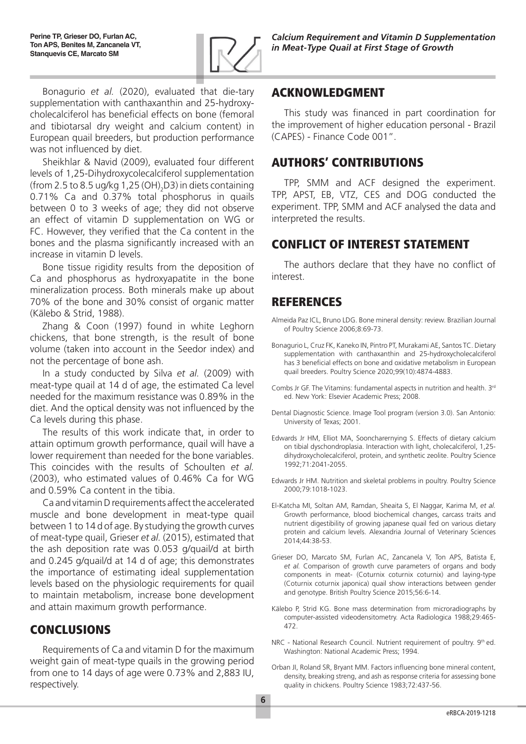Bonagurio *et al.* (2020), evaluated that die-tary supplementation with canthaxanthin and 25-hydroxy-cholecalciferol has beneficial effects on bone (femoral and tibiotarsal dry weight and calcium content) in European quail breeders, but production performance was not influenced by diet.

Sheikhlar & Navid (2009), evaluated four different levels of 1,25-Dihydroxycolecalciferol supplementation (from 2.5 to 8.5 ug/kg 1,25 $(OH)_2D3$) in diets containing 0.71% Ca and 0.37% total phosphorus in quails between 0 to 3 weeks of age; they did not observe an effect of vitamin D supplementation on WG or FC. However, they verified that the Ca content in the bones and the plasma significantly increased with an increase in vitamin D levels.

Bone tissue rigidity results from the deposition of Ca and phosphorus as hydroxyapatite in the bone mineralization process. Both minerals make up about 70% of the bone and 30% consist of organic matter (Kälebo & Strid, 1988).

Zhang & Coon (1997) found in white Leghorn chickens, that bone strength, is the result of bone volume (taken into account in the Seedor index) and not the percentage of bone ash.

In a study conducted by Silva *et al.* (2009) with meat-type quail at 14 d of age, the estimated Ca level needed for the maximum resistance was 0.89% in the diet. And the optical density was not influenced by the Ca levels during this phase.

The results of this work indicate that, in order to attain optimum growth performance, quail will have a lower requirement than needed for the bone variables. This coincides with the results of Schoulten *et al.* (2003), who estimated values of 0.46% Ca for WG and 0.59% Ca content in the tibia.

Ca and vitamin D requirements affect the accelerated muscle and bone development in meat-type quail between 1 to 14 d of age. By studying the growth curves of meat-type quail, Grieser *et al.* (2015), estimated that the ash deposition rate was 0.053 g/quail/d at birth and 0.245 g/quail/d at 14 d of age; this demonstrates the importance of estimating ideal supplementation levels based on the physiologic requirements for quail to maintain metabolism, increase bone development and attain maximum growth performance.

## CONCLUSIONS

Requirements of Ca and vitamin D for the maximum weight gain of meat-type quails in the growing period from one to 14 days of age were 0.73% and 2,883 IU, respectively.

## ACKNOWLEDGMENT

This study was financed in part coordination for the improvement of higher education personal - Brazil (CAPES) - Finance Code 001".

## AUTHORS' CONTRIBUTIONS

TPP, SMM and ACF designed the experiment. TPP, APST, EB, VTZ, CES and DOG conducted the experiment. TPP, SMM and ACF analysed the data and interpreted the results.

## CONFLICT OF INTEREST STATEMENT

The authors declare that they have no conflict of interest.

## REFERENCES

Almeida Paz ICL, Bruno LDG. Bone mineral density: review. Brazilian Journal of Poultry Science 2006;8:69-73.

Bonagurio L, Cruz FK, Kaneko IN, Pintro PT, Murakami AE, Santos TC. Dietary supplementation with canthaxanthin and 25-hydroxycholecalciferol has 3 beneficial effects on bone and oxidative metabolism in European quail breeders. Poultry Science 2020;99(10):4874-4883.

Combs Jr GF. The Vitamins: fundamental aspects in nutrition and health. 3rd ed. New York: Elsevier Academic Press; 2008.

Dental Diagnostic Science. Image Tool program (version 3.0). San Antonio: University of Texas; 2001.

Edwards Jr HM, Elliot MA, Sooncharernying S. Effects of dietary calcium on tibial dyschondroplasia. Interaction with light, cholecalciferol, 1,25-dihydroxycholecalciferol, protein, and synthetic zeolite. Poultry Science 1992;71:2041-2055.

Edwards Jr HM. Nutrition and skeletal problems in poultry. Poultry Science 2000;79:1018-1023.

El-Katcha MI, Soltan AM, Ramdan, Sheaita S, El Naggar, Karima M, *et al.* Growth performance, blood biochemical changes, carcass traits and nutrient digestibility of growing japanese quail fed on various dietary protein and calcium levels. Alexandria Journal of Veterinary Sciences 2014;44:38-53.

Grieser DO, Marcato SM, Furlan AC, Zancanela V, Ton APS, Batista E, *et al.* Comparison of growth curve parameters of organs and body components in meat- (Coturnix coturnix coturnix) and laying-type (Coturnix coturnix japonica) quail show interactions between gender and genotype. British Poultry Science 2015;56:6-14.

Kälebo P, Strid KG. Bone mass determination from microradiographs by computer-assisted videodensitometry. Acta Radiologica 1988;29:465-472.

NRC - National Research Council. Nutrient requirement of poultry. 9th ed. Washington: National Academic Press; 1994.

Orban JI, Roland SR, Bryant MM. Factors influencing bone mineral content, density, breaking streng, and ash as response criteria for assessing bone quality in chickens. Poultry Science 1983;72:437-56.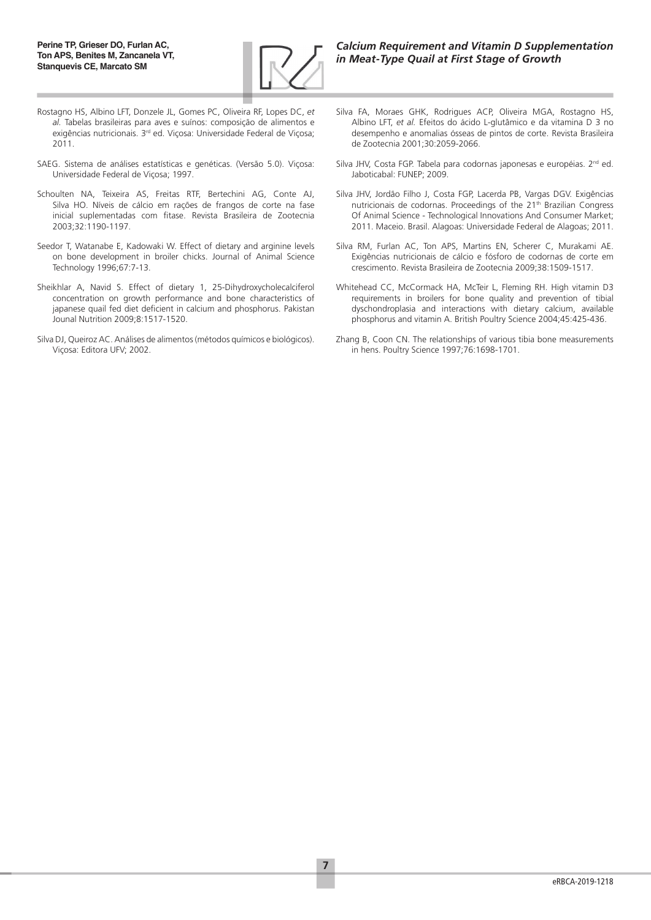Rostagno HS, Albino LFT, Donzele JL, Gomes PC, Oliveira RF, Lopes DC, *et al.* Tabelas brasileiras para aves e suínos: composição de alimentos e exigências nutricionais. 3rd ed. Viçosa: Universidade Federal de Viçosa; 2011.

SAEG. Sistema de análises estatísticas e genéticas. (Versão 5.0). Viçosa: Universidade Federal de Viçosa; 1997.

Schoulten NA, Teixeira AS, Freitas RTF, Bertechini AG, Conte AJ, Silva HO. Níveis de cálcio em rações de frangos de corte na fase inicial suplementadas com fitase. Revista Brasileira de Zootecnia 2003;32:1190-1197.

Seedor T, Watanabe E, Kadowaki W. Effect of dietary and arginine levels on bone development in broiler chicks. Journal of Animal Science Technology 1996;67:7-13.

Sheikhlar A, Navid S. Effect of dietary 1, 25-Dihydroxycholecalciferol concentration on growth performance and bone characteristics of japanese quail fed diet deficient in calcium and phosphorus. Pakistan Jounal Nutrition 2009;8:1517-1520.

Silva DJ, Queiroz AC. Análises de alimentos (métodos químicos e biológicos). Viçosa: Editora UFV; 2002.

Silva FA, Moraes GHK, Rodrigues ACP, Oliveira MGA, Rostagno HS, Albino LFT, *et al.* Efeitos do ácido L-glutâmico e da vitamina D 3 no desempenho e anomalias ósseas de pintos de corte. Revista Brasileira de Zootecnia 2001;30:2059-2066.

Silva JHV, Costa FGP. Tabela para codornas japonesas e européias. 2nd ed. Jaboticabal: FUNEP; 2009.

Silva JHV, Jordão Filho J, Costa FGP, Lacerda PB, Vargas DGV. Exigências nutricionais de codornas. Proceedings of the 21th Brazilian Congress Of Animal Science - Technological Innovations And Consumer Market; 2011. Maceio. Brasil. Alagoas: Universidade Federal de Alagoas; 2011.

Silva RM, Furlan AC, Ton APS, Martins EN, Scherer C, Murakami AE. Exigências nutricionais de cálcio e fósforo de codornas de corte em crescimento. Revista Brasileira de Zootecnia 2009;38:1509-1517.

Whitehead CC, McCormack HA, McTeir L, Fleming RH. High vitamin D3 requirements in broilers for bone quality and prevention of tibial dyschondroplasia and interactions with dietary calcium, available phosphorus and vitamin A. British Poultry Science 2004;45:425-436.

Zhang B, Coon CN. The relationships of various tibia bone measurements in hens. Poultry Science 1997;76:1698-1701.